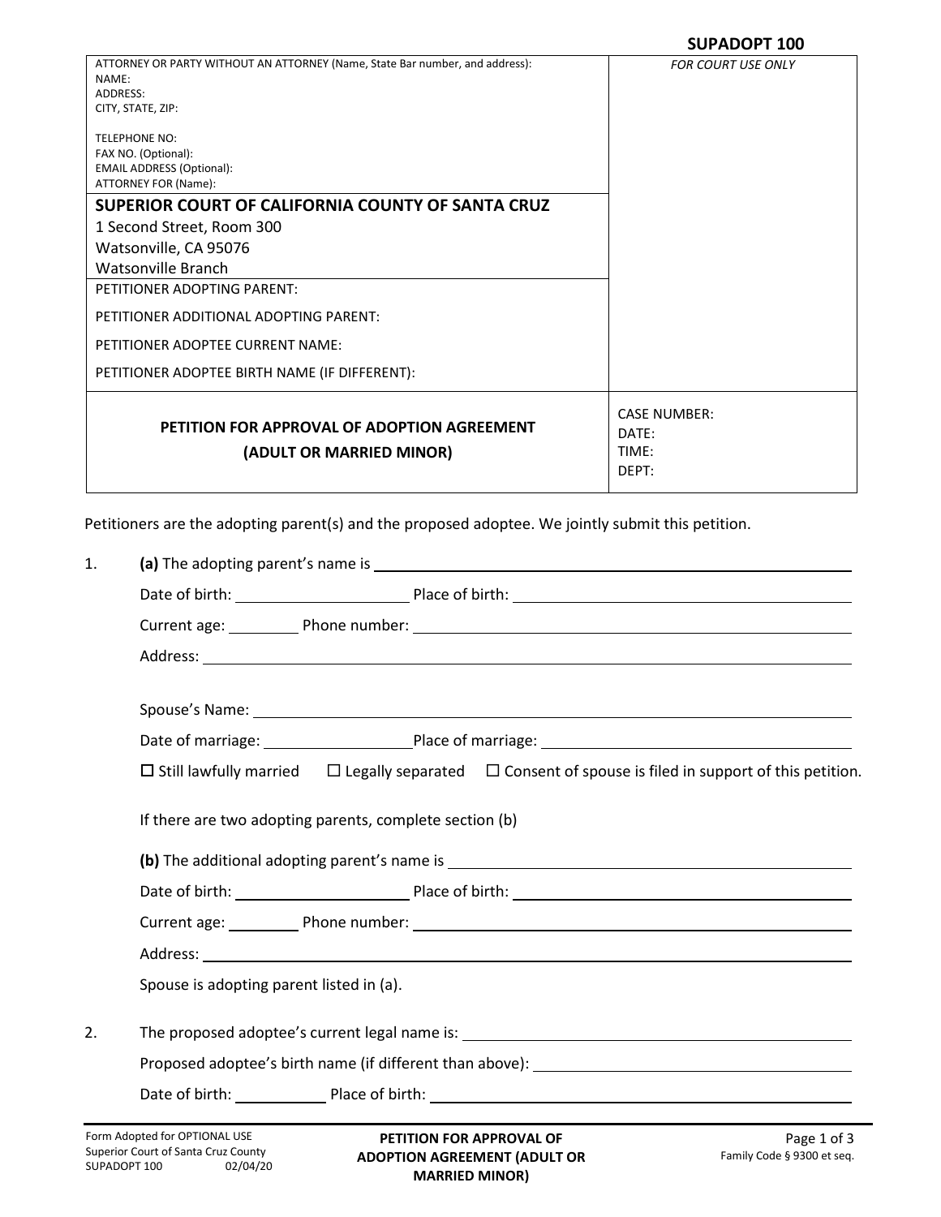**SUPADOPT 100**

| ATTORNEY OR PARTY WITHOUT AN ATTORNEY (Name, State Bar number, and address):<br>NAME:<br>ADDRESS:<br>CITY, STATE, ZIP:<br><br>TELEPHONE NO:<br>FAX NO. (Optional):<br>EMAIL ADDRESS (Optional):<br>ATTORNEY FOR (Name): | *FOR COURT USE ONLY* |
|---|---|
| **SUPERIOR COURT OF CALIFORNIA COUNTY OF SANTA CRUZ**<br>1 Second Street, Room 300<br>Watsonville, CA 95076<br>Watsonville Branch | |
| PETITIONER ADOPTING PARENT:<br><br>PETITIONER ADDITIONAL ADOPTING PARENT:<br><br>PETITIONER ADOPTEE CURRENT NAME:<br><br>PETITIONER ADOPTEE BIRTH NAME (IF DIFFERENT): | |
| **PETITION FOR APPROVAL OF ADOPTION AGREEMENT**<br>**(ADULT OR MARRIED MINOR)** | CASE NUMBER:<br>DATE:<br>TIME:<br>DEPT: |

Petitioners are the adopting parent(s) and the proposed adoptee. We jointly submit this petition.

1. **(a)** The adopting parent's name is ______________________

   Date of birth: ______________ Place of birth: ______________________

   Current age: ______ Phone number: ______________________

   Address: ______________________

   Spouse's Name: ______________________

   Date of marriage: ______________ Place of marriage: ______________________

   ☐ Still lawfully married ☐ Legally separated ☐ Consent of spouse is filed in support of this petition.

   If there are two adopting parents, complete section (b)

   **(b)** The additional adopting parent's name is ______________________

   Date of birth: ______________ Place of birth: ______________________

   Current age: ______ Phone number: ______________________

   Address: ______________________

   Spouse is adopting parent listed in (a).

2. The proposed adoptee's current legal name is: ______________________

   Proposed adoptee's birth name (if different than above): ______________________

   Date of birth: __________ Place of birth: ______________________

Form Adopted for OPTIONAL USE
Superior Court of Santa Cruz County
SUPADOPT 100 02/04/20

Family Code § 9300 et seq.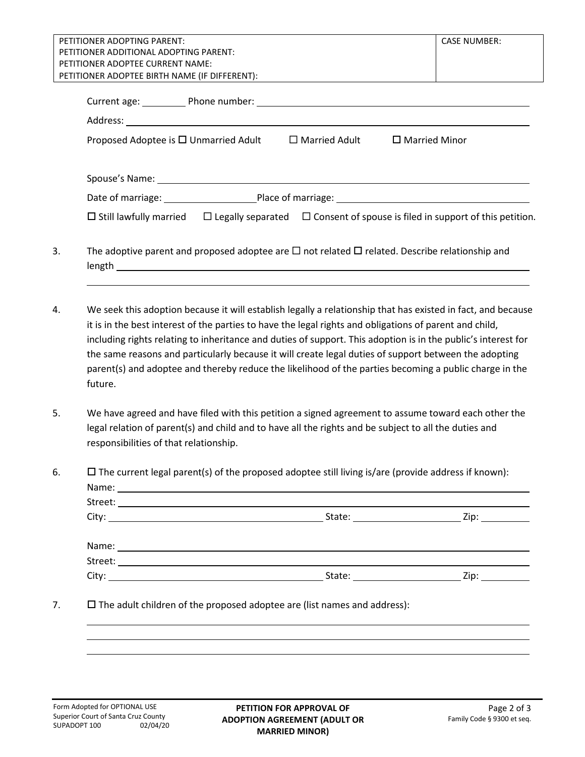| PETITIONER ADOPTING PARENT:<br>PETITIONER ADDITIONAL ADOPTING PARENT:<br>PETITIONER ADOPTEE CURRENT NAME:<br>PETITIONER ADOPTEE BIRTH NAME (IF DIFFERENT): | CASE NUMBER: |
|---|---|

Current age: __________ Phone number: ________________________________________

Address: ________________________________________________________________

Proposed Adoptee is ☐ Unmarried Adult ☐ Married Adult ☐ Married Minor

Spouse's Name: ________________________________________________________

Date of marriage: ____________________ Place of marriage: ____________________________

☐ Still lawfully married ☐ Legally separated ☐ Consent of spouse is filed in support of this petition.

3. The adoptive parent and proposed adoptee are ☐ not related ☐ related. Describe relationship and length ________________________________________________________________

________________________________________________________________________

4. We seek this adoption because it will establish legally a relationship that has existed in fact, and because it is in the best interest of the parties to have the legal rights and obligations of parent and child, including rights relating to inheritance and duties of support. This adoption is in the public's interest for the same reasons and particularly because it will create legal duties of support between the adopting parent(s) and adoptee and thereby reduce the likelihood of the parties becoming a public charge in the future.

5. We have agreed and have filed with this petition a signed agreement to assume toward each other the legal relation of parent(s) and child and to have all the rights and be subject to all the duties and responsibilities of that relationship.

6. ☐ The current legal parent(s) of the proposed adoptee still living is/are (provide address if known):

   Name: ________________________________________________________________
   Street: ________________________________________________________________
   City: ______________________________ State: ____________________ Zip: __________

   Name: ________________________________________________________________
   Street: ________________________________________________________________
   City: ______________________________ State: ____________________ Zip: __________

7. ☐ The adult children of the proposed adoptee are (list names and address):

________________________________________________________________________
________________________________________________________________________
________________________________________________________________________

Form Adopted for OPTIONAL USE
Superior Court of Santa Cruz County
SUPADOPT 100 02/04/20

**PETITION FOR APPROVAL OF ADOPTION AGREEMENT (ADULT OR MARRIED MINOR)**

Family Code § 9300 et seq.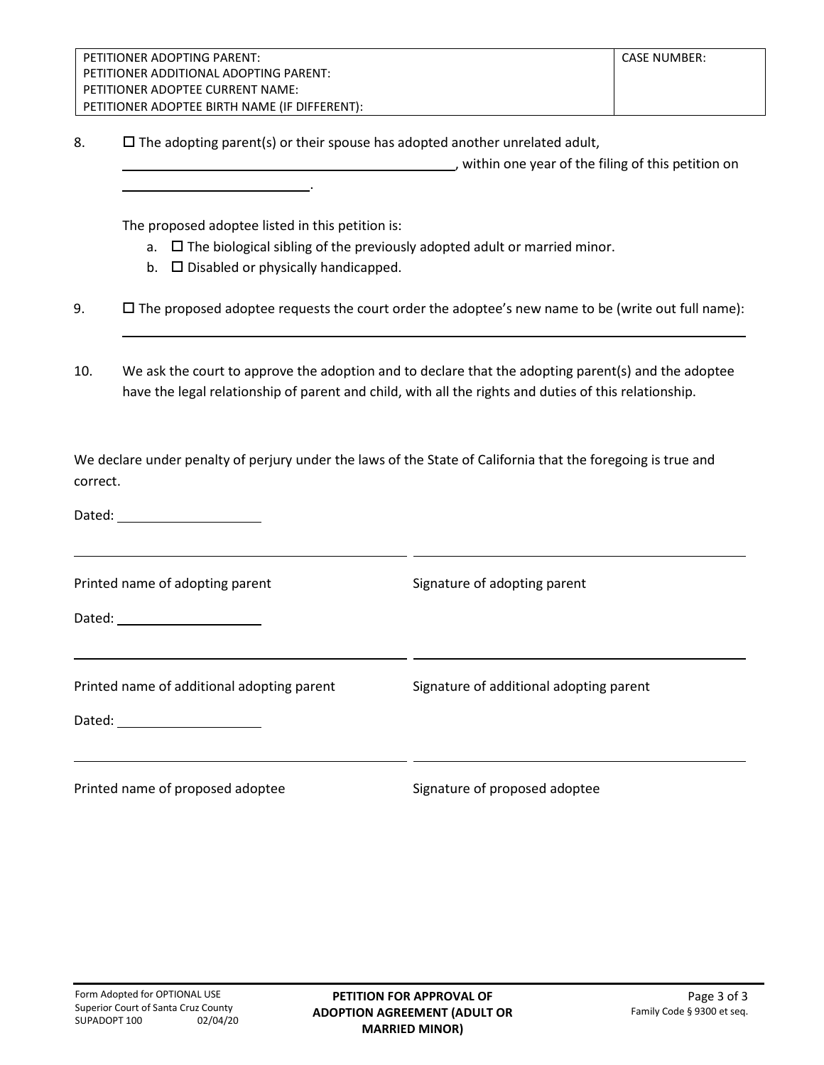| PETITIONER ADOPTING PARENT:<br>PETITIONER ADDITIONAL ADOPTING PARENT:<br>PETITIONER ADOPTEE CURRENT NAME:<br>PETITIONER ADOPTEE BIRTH NAME (IF DIFFERENT): | CASE NUMBER: |
|---|---|

8. ☐ The adopting parent(s) or their spouse has adopted another unrelated adult, \_\_\_\_\_\_\_\_\_\_\_\_\_\_\_\_\_\_\_\_\_\_\_\_\_\_\_\_\_\_\_\_\_\_\_\_\_\_\_\_\_\_\_\_\_\_\_\_\_, within one year of the filing of this petition on \_\_\_\_\_\_\_\_\_\_\_\_\_\_\_\_\_\_\_\_\_\_\_\_\_\_\_\_.

   The proposed adoptee listed in this petition is:

   a. ☐ The biological sibling of the previously adopted adult or married minor.
   b. ☐ Disabled or physically handicapped.

9. ☐ The proposed adoptee requests the court order the adoptee's new name to be (write out full name):

   \_\_\_\_\_\_\_\_\_\_\_\_\_\_\_\_\_\_\_\_\_\_\_\_\_\_\_\_\_\_\_\_\_\_\_\_\_\_\_\_\_\_\_\_\_\_\_\_\_\_\_\_\_\_\_\_\_\_\_\_\_\_\_\_\_\_\_\_\_\_\_\_\_\_\_\_\_\_\_\_\_\_\_\_\_\_\_\_\_\_\_\_

10. We ask the court to approve the adoption and to declare that the adopting parent(s) and the adoptee have the legal relationship of parent and child, with all the rights and duties of this relationship.

We declare under penalty of perjury under the laws of the State of California that the foregoing is true and correct.

Dated: \_\_\_\_\_\_\_\_\_\_\_\_\_\_\_\_\_\_\_\_

\_\_\_\_\_\_\_\_\_\_\_\_\_\_\_\_\_\_\_\_\_\_\_\_\_\_\_\_\_\_\_\_\_\_\_\_\_\_\_\_ \_\_\_\_\_\_\_\_\_\_\_\_\_\_\_\_\_\_\_\_\_\_\_\_\_\_\_\_\_\_\_\_\_\_\_\_\_\_\_\_

Printed name of adopting parent　　　　Signature of adopting parent

Dated: \_\_\_\_\_\_\_\_\_\_\_\_\_\_\_\_\_\_\_\_

\_\_\_\_\_\_\_\_\_\_\_\_\_\_\_\_\_\_\_\_\_\_\_\_\_\_\_\_\_\_\_\_\_\_\_\_\_\_\_\_ \_\_\_\_\_\_\_\_\_\_\_\_\_\_\_\_\_\_\_\_\_\_\_\_\_\_\_\_\_\_\_\_\_\_\_\_\_\_\_\_

Printed name of additional adopting parent　　　　Signature of additional adopting parent

Dated: \_\_\_\_\_\_\_\_\_\_\_\_\_\_\_\_\_\_\_\_

\_\_\_\_\_\_\_\_\_\_\_\_\_\_\_\_\_\_\_\_\_\_\_\_\_\_\_\_\_\_\_\_\_\_\_\_\_\_\_\_ \_\_\_\_\_\_\_\_\_\_\_\_\_\_\_\_\_\_\_\_\_\_\_\_\_\_\_\_\_\_\_\_\_\_\_\_\_\_\_\_

Printed name of proposed adoptee　　　　Signature of proposed adoptee

Form Adopted for OPTIONAL USE
Superior Court of Santa Cruz County
SUPADOPT 100　　02/04/20

**PETITION FOR APPROVAL OF ADOPTION AGREEMENT (ADULT OR MARRIED MINOR)**

Family Code § 9300 et seq.